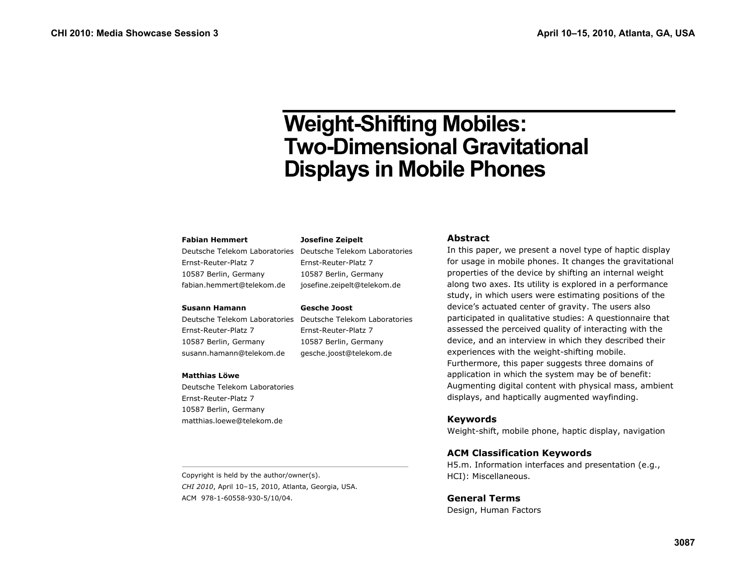# Weight-Shifting Mobiles: Two-Dimensional Gravitational Displays in Mobile Phones

**Fabian Hemmert**
Deutsche Telekom Laboratories
Ernst-Reuter-Platz 7
10587 Berlin, Germany
fabian.hemmert@telekom.de

**Josefine Zeipelt**
Deutsche Telekom Laboratories
Ernst-Reuter-Platz 7
10587 Berlin, Germany
josefine.zeipelt@telekom.de

**Susann Hamann**
Deutsche Telekom Laboratories
Ernst-Reuter-Platz 7
10587 Berlin, Germany
susann.hamann@telekom.de

**Gesche Joost**
Deutsche Telekom Laboratories
Ernst-Reuter-Platz 7
10587 Berlin, Germany
gesche.joost@telekom.de

**Matthias Löwe**
Deutsche Telekom Laboratories
Ernst-Reuter-Platz 7
10587 Berlin, Germany
matthias.loewe@telekom.de

Copyright is held by the author/owner(s).
*CHI 2010*, April 10–15, 2010, Atlanta, Georgia, USA.
ACM 978-1-60558-930-5/10/04.

### Abstract

In this paper, we present a novel type of haptic display for usage in mobile phones. It changes the gravitational properties of the device by shifting an internal weight along two axes. Its utility is explored in a performance study, in which users were estimating positions of the device's actuated center of gravity. The users also participated in qualitative studies: A questionnaire that assessed the perceived quality of interacting with the device, and an interview in which they described their experiences with the weight-shifting mobile. Furthermore, this paper suggests three domains of application in which the system may be of benefit: Augmenting digital content with physical mass, ambient displays, and haptically augmented wayfinding.

### Keywords

Weight-shift, mobile phone, haptic display, navigation

### ACM Classification Keywords

H5.m. Information interfaces and presentation (e.g., HCI): Miscellaneous.

### General Terms

Design, Human Factors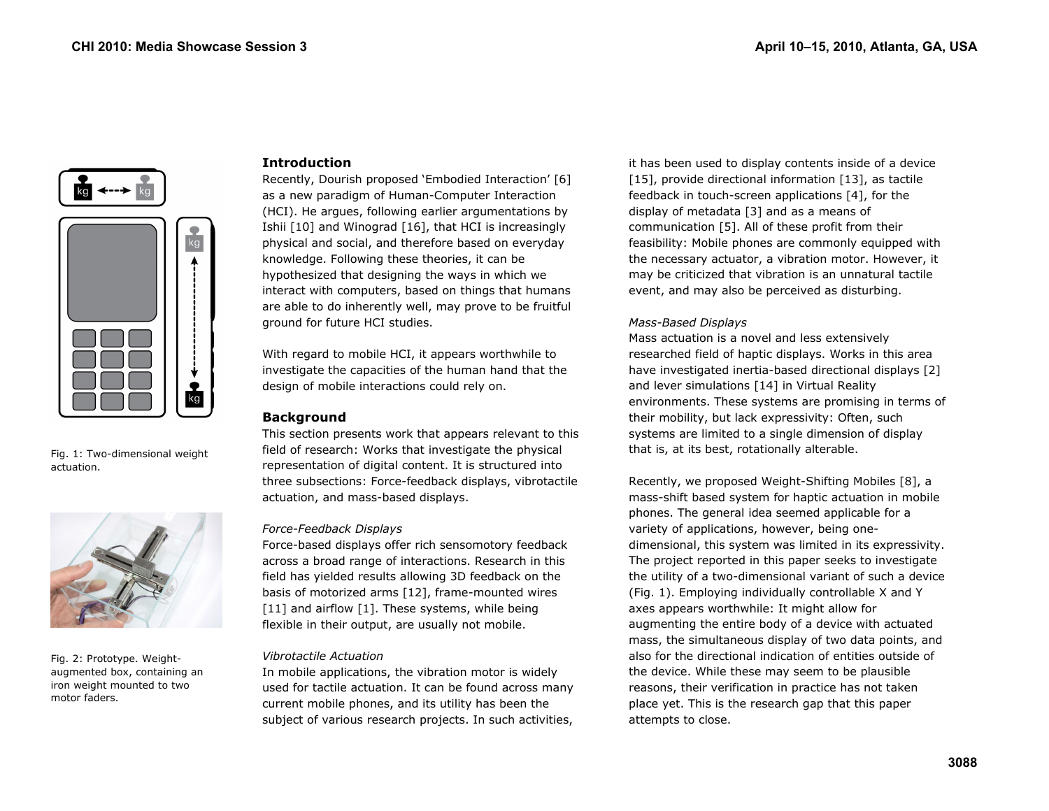Fig. 1: Two-dimensional weight actuation.

Fig. 2: Prototype. Weight-augmented box, containing an iron weight mounted to two motor faders.

## Introduction

Recently, Dourish proposed 'Embodied Interaction' [6] as a new paradigm of Human-Computer Interaction (HCI). He argues, following earlier argumentations by Ishii [10] and Winograd [16], that HCI is increasingly physical and social, and therefore based on everyday knowledge. Following these theories, it can be hypothesized that designing the ways in which we interact with computers, based on things that humans are able to do inherently well, may prove to be fruitful ground for future HCI studies.

With regard to mobile HCI, it appears worthwhile to investigate the capacities of the human hand that the design of mobile interactions could rely on.

## Background

This section presents work that appears relevant to this field of research: Works that investigate the physical representation of digital content. It is structured into three subsections: Force-feedback displays, vibrotactile actuation, and mass-based displays.

### *Force-Feedback Displays*

Force-based displays offer rich sensomotory feedback across a broad range of interactions. Research in this field has yielded results allowing 3D feedback on the basis of motorized arms [12], frame-mounted wires [11] and airflow [1]. These systems, while being flexible in their output, are usually not mobile.

### *Vibrotactile Actuation*

In mobile applications, the vibration motor is widely used for tactile actuation. It can be found across many current mobile phones, and its utility has been the subject of various research projects. In such activities, it has been used to display contents inside of a device [15], provide directional information [13], as tactile feedback in touch-screen applications [4], for the display of metadata [3] and as a means of communication [5]. All of these profit from their feasibility: Mobile phones are commonly equipped with the necessary actuator, a vibration motor. However, it may be criticized that vibration is an unnatural tactile event, and may also be perceived as disturbing.

### *Mass-Based Displays*

Mass actuation is a novel and less extensively researched field of haptic displays. Works in this area have investigated inertia-based directional displays [2] and lever simulations [14] in Virtual Reality environments. These systems are promising in terms of their mobility, but lack expressivity: Often, such systems are limited to a single dimension of display that is, at its best, rotationally alterable.

Recently, we proposed Weight-Shifting Mobiles [8], a mass-shift based system for haptic actuation in mobile phones. The general idea seemed applicable for a variety of applications, however, being one-dimensional, this system was limited in its expressivity. The project reported in this paper seeks to investigate the utility of a two-dimensional variant of such a device (Fig. 1). Employing individually controllable X and Y axes appears worthwhile: It might allow for augmenting the entire body of a device with actuated mass, the simultaneous display of two data points, and also for the directional indication of entities outside of the device. While these may seem to be plausible reasons, their verification in practice has not taken place yet. This is the research gap that this paper attempts to close.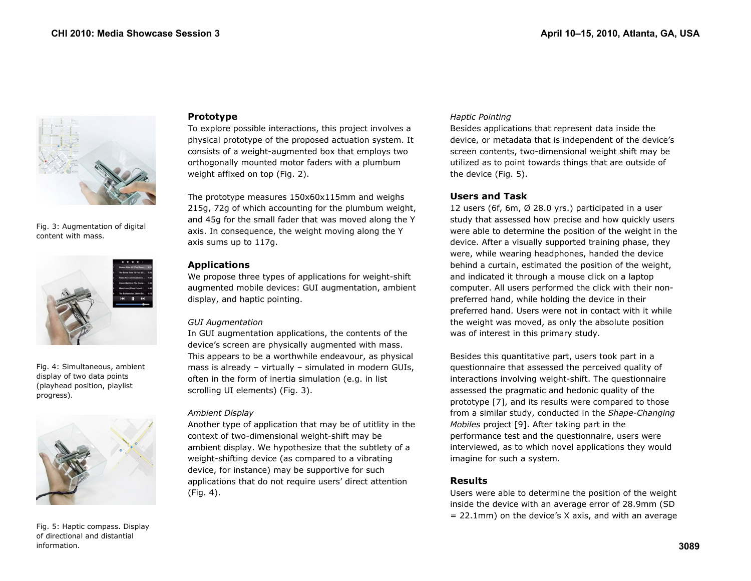Fig. 3: Augmentation of digital content with mass.

Fig. 4: Simultaneous, ambient display of two data points (playhead position, playlist progress).

Fig. 5: Haptic compass. Display of directional and distantial information.

### Prototype

To explore possible interactions, this project involves a physical prototype of the proposed actuation system. It consists of a weight-augmented box that employs two orthogonally mounted motor faders with a plumbum weight affixed on top (Fig. 2).

The prototype measures 150x60x115mm and weighs 215g, 72g of which accounting for the plumbum weight, and 45g for the small fader that was moved along the Y axis. In consequence, the weight moving along the Y axis sums up to 117g.

### Applications

We propose three types of applications for weight-shift augmented mobile devices: GUI augmentation, ambient display, and haptic pointing.

*GUI Augmentation*

In GUI augmentation applications, the contents of the device's screen are physically augmented with mass. This appears to be a worthwhile endeavour, as physical mass is already – virtually – simulated in modern GUIs, often in the form of inertia simulation (e.g. in list scrolling UI elements) (Fig. 3).

*Ambient Display*

Another type of application that may be of utitlity in the context of two-dimensional weight-shift may be ambient display. We hypothesize that the subtlety of a weight-shifting device (as compared to a vibrating device, for instance) may be supportive for such applications that do not require users' direct attention (Fig. 4).

*Haptic Pointing*

Besides applications that represent data inside the device, or metadata that is independent of the device's screen contents, two-dimensional weight shift may be utilized as to point towards things that are outside of the device (Fig. 5).

### Users and Task

12 users (6f, 6m, Ø 28.0 yrs.) participated in a user study that assessed how precise and how quickly users were able to determine the position of the weight in the device. After a visually supported training phase, they were, while wearing headphones, handed the device behind a curtain, estimated the position of the weight, and indicated it through a mouse click on a laptop computer. All users performed the click with their non-preferred hand, while holding the device in their preferred hand. Users were not in contact with it while the weight was moved, as only the absolute position was of interest in this primary study.

Besides this quantitative part, users took part in a questionnaire that assessed the perceived quality of interactions involving weight-shift. The questionnaire assessed the pragmatic and hedonic quality of the prototype [7], and its results were compared to those from a similar study, conducted in the *Shape-Changing Mobiles* project [9]. After taking part in the performance test and the questionnaire, users were interviewed, as to which novel applications they would imagine for such a system.

### Results

Users were able to determine the position of the weight inside the device with an average error of 28.9mm (SD = 22.1mm) on the device's X axis, and with an average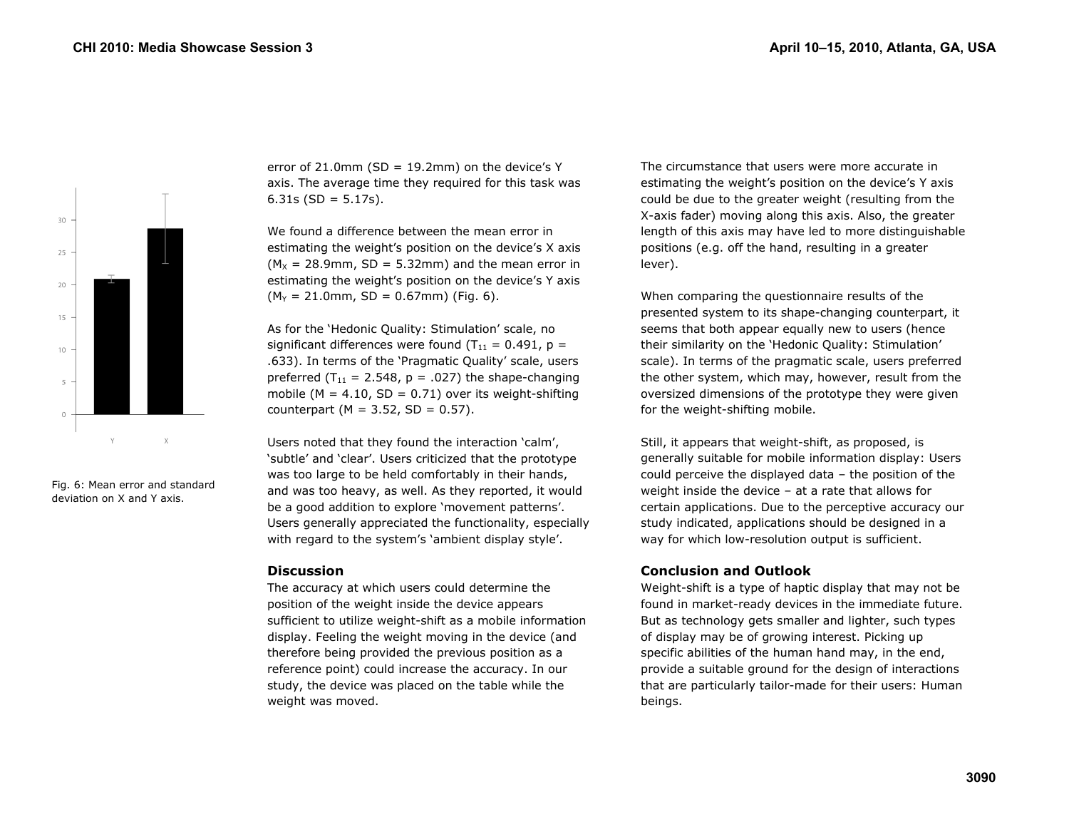Fig. 6: Mean error and standard deviation on X and Y axis.

error of 21.0mm (SD = 19.2mm) on the device's Y axis. The average time they required for this task was 6.31s (SD = 5.17s).

We found a difference between the mean error in estimating the weight's position on the device's X axis ($M_X$ = 28.9mm, SD = 5.32mm) and the mean error in estimating the weight's position on the device's Y axis ($M_Y$ = 21.0mm, SD = 0.67mm) (Fig. 6).

As for the 'Hedonic Quality: Stimulation' scale, no significant differences were found ($T_{11}$ = 0.491, p = .633). In terms of the 'Pragmatic Quality' scale, users preferred ($T_{11}$ = 2.548, p = .027) the shape-changing mobile (M = 4.10, SD = 0.71) over its weight-shifting counterpart (M = 3.52, SD = 0.57).

Users noted that they found the interaction 'calm', 'subtle' and 'clear'. Users criticized that the prototype was too large to be held comfortably in their hands, and was too heavy, as well. As they reported, it would be a good addition to explore 'movement patterns'. Users generally appreciated the functionality, especially with regard to the system's 'ambient display style'.

## Discussion

The accuracy at which users could determine the position of the weight inside the device appears sufficient to utilize weight-shift as a mobile information display. Feeling the weight moving in the device (and therefore being provided the previous position as a reference point) could increase the accuracy. In our study, the device was placed on the table while the weight was moved.

The circumstance that users were more accurate in estimating the weight's position on the device's Y axis could be due to the greater weight (resulting from the X-axis fader) moving along this axis. Also, the greater length of this axis may have led to more distinguishable positions (e.g. off the hand, resulting in a greater lever).

When comparing the questionnaire results of the presented system to its shape-changing counterpart, it seems that both appear equally new to users (hence their similarity on the 'Hedonic Quality: Stimulation' scale). In terms of the pragmatic scale, users preferred the other system, which may, however, result from the oversized dimensions of the prototype they were given for the weight-shifting mobile.

Still, it appears that weight-shift, as proposed, is generally suitable for mobile information display: Users could perceive the displayed data – the position of the weight inside the device – at a rate that allows for certain applications. Due to the perceptive accuracy our study indicated, applications should be designed in a way for which low-resolution output is sufficient.

## Conclusion and Outlook

Weight-shift is a type of haptic display that may not be found in market-ready devices in the immediate future. But as technology gets smaller and lighter, such types of display may be of growing interest. Picking up specific abilities of the human hand may, in the end, provide a suitable ground for the design of interactions that are particularly tailor-made for their users: Human beings.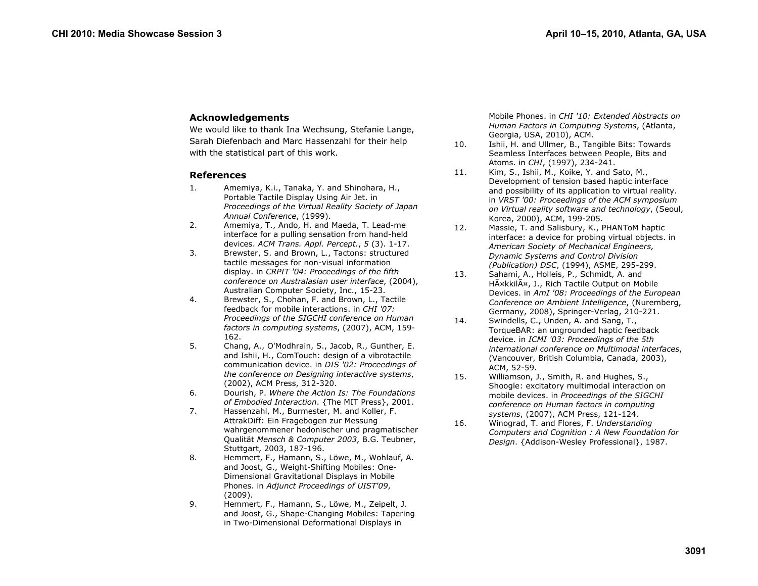## Acknowledgements

We would like to thank Ina Wechsung, Stefanie Lange, Sarah Diefenbach and Marc Hassenzahl for their help with the statistical part of this work.

## References

1. Amemiya, K.i., Tanaka, Y. and Shinohara, H., Portable Tactile Display Using Air Jet. in *Proceedings of the Virtual Reality Society of Japan Annual Conference*, (1999).
2. Amemiya, T., Ando, H. and Maeda, T. Lead-me interface for a pulling sensation from hand-held devices. *ACM Trans. Appl. Percept.*, *5* (3). 1-17.
3. Brewster, S. and Brown, L., Tactons: structured tactile messages for non-visual information display. in *CRPIT '04: Proceedings of the fifth conference on Australasian user interface*, (2004), Australian Computer Society, Inc., 15-23.
4. Brewster, S., Chohan, F. and Brown, L., Tactile feedback for mobile interactions. in *CHI '07: Proceedings of the SIGCHI conference on Human factors in computing systems*, (2007), ACM, 159-162.
5. Chang, A., O'Modhrain, S., Jacob, R., Gunther, E. and Ishii, H., ComTouch: design of a vibrotactile communication device. in *DIS '02: Proceedings of the conference on Designing interactive systems*, (2002), ACM Press, 312-320.
6. Dourish, P. *Where the Action Is: The Foundations of Embodied Interaction*. {The MIT Press}, 2001.
7. Hassenzahl, M., Burmester, M. and Koller, F. AttrakDiff: Ein Fragebogen zur Messung wahrgenommener hedonischer und pragmatischer Qualität *Mensch & Computer 2003*, B.G. Teubner, Stuttgart, 2003, 187-196.
8. Hemmert, F., Hamann, S., Löwe, M., Wohlauf, A. and Joost, G., Weight-Shifting Mobiles: One-Dimensional Gravitational Displays in Mobile Phones. in *Adjunct Proceedings of UIST'09*, (2009).
9. Hemmert, F., Hamann, S., Löwe, M., Zeipelt, J. and Joost, G., Shape-Changing Mobiles: Tapering in Two-Dimensional Deformational Displays in Mobile Phones. in *CHI '10: Extended Abstracts on Human Factors in Computing Systems*, (Atlanta, Georgia, USA, 2010), ACM.
10. Ishii, H. and Ullmer, B., Tangible Bits: Towards Seamless Interfaces between People, Bits and Atoms. in *CHI*, (1997), 234-241.
11. Kim, S., Ishii, M., Koike, Y. and Sato, M., Development of tension based haptic interface and possibility of its application to virtual reality. in *VRST '00: Proceedings of the ACM symposium on Virtual reality software and technology*, (Seoul, Korea, 2000), ACM, 199-205.
12. Massie, T. and Salisbury, K., PHANToM haptic interface: a device for probing virtual objects. in *American Society of Mechanical Engineers, Dynamic Systems and Control Division (Publication) DSC*, (1994), ASME, 295-299.
13. Sahami, A., Holleis, P., Schmidt, A. and HÃ¤kkilÃ¤, J., Rich Tactile Output on Mobile Devices. in *AmI '08: Proceedings of the European Conference on Ambient Intelligence*, (Nuremberg, Germany, 2008), Springer-Verlag, 210-221.
14. Swindells, C., Unden, A. and Sang, T., TorqueBAR: an ungrounded haptic feedback device. in *ICMI '03: Proceedings of the 5th international conference on Multimodal interfaces*, (Vancouver, British Columbia, Canada, 2003), ACM, 52-59.
15. Williamson, J., Smith, R. and Hughes, S., Shoogle: excitatory multimodal interaction on mobile devices. in *Proceedings of the SIGCHI conference on Human factors in computing systems*, (2007), ACM Press, 121-124.
16. Winograd, T. and Flores, F. *Understanding Computers and Cognition : A New Foundation for Design*. {Addison-Wesley Professional}, 1987.